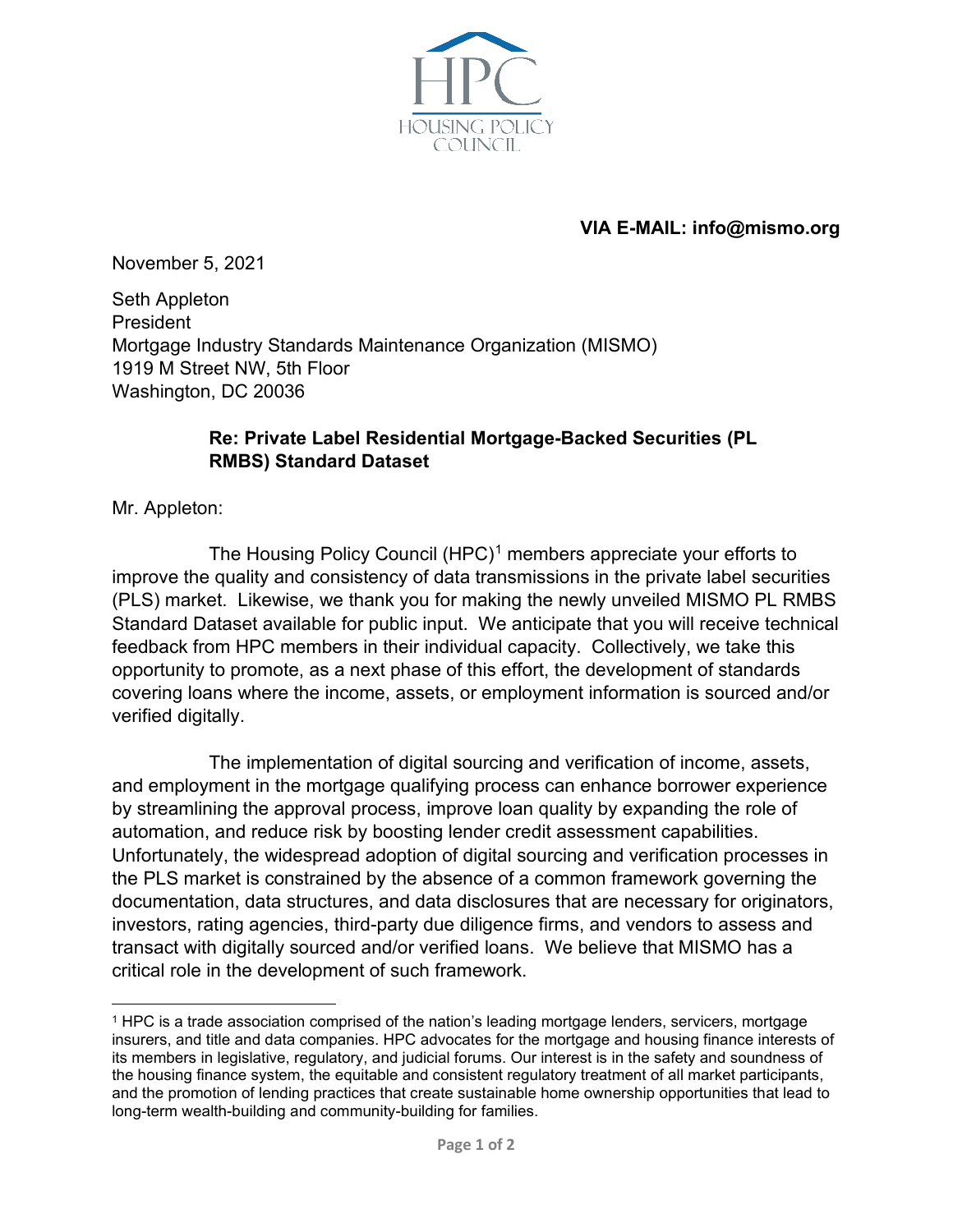**VIA E-MAIL: info@mismo.org**

November 5, 2021

Seth Appleton
President
Mortgage Industry Standards Maintenance Organization (MISMO)
1919 M Street NW, 5th Floor
Washington, DC 20036

**Re: Private Label Residential Mortgage-Backed Securities (PL RMBS) Standard Dataset**

Mr. Appleton:

The Housing Policy Council (HPC)[1] members appreciate your efforts to improve the quality and consistency of data transmissions in the private label securities (PLS) market. Likewise, we thank you for making the newly unveiled MISMO PL RMBS Standard Dataset available for public input. We anticipate that you will receive technical feedback from HPC members in their individual capacity. Collectively, we take this opportunity to promote, as a next phase of this effort, the development of standards covering loans where the income, assets, or employment information is sourced and/or verified digitally.

The implementation of digital sourcing and verification of income, assets, and employment in the mortgage qualifying process can enhance borrower experience by streamlining the approval process, improve loan quality by expanding the role of automation, and reduce risk by boosting lender credit assessment capabilities. Unfortunately, the widespread adoption of digital sourcing and verification processes in the PLS market is constrained by the absence of a common framework governing the documentation, data structures, and data disclosures that are necessary for originators, investors, rating agencies, third-party due diligence firms, and vendors to assess and transact with digitally sourced and/or verified loans. We believe that MISMO has a critical role in the development of such framework.

[1] HPC is a trade association comprised of the nation's leading mortgage lenders, servicers, mortgage insurers, and title and data companies. HPC advocates for the mortgage and housing finance interests of its members in legislative, regulatory, and judicial forums. Our interest is in the safety and soundness of the housing finance system, the equitable and consistent regulatory treatment of all market participants, and the promotion of lending practices that create sustainable home ownership opportunities that lead to long-term wealth-building and community-building for families.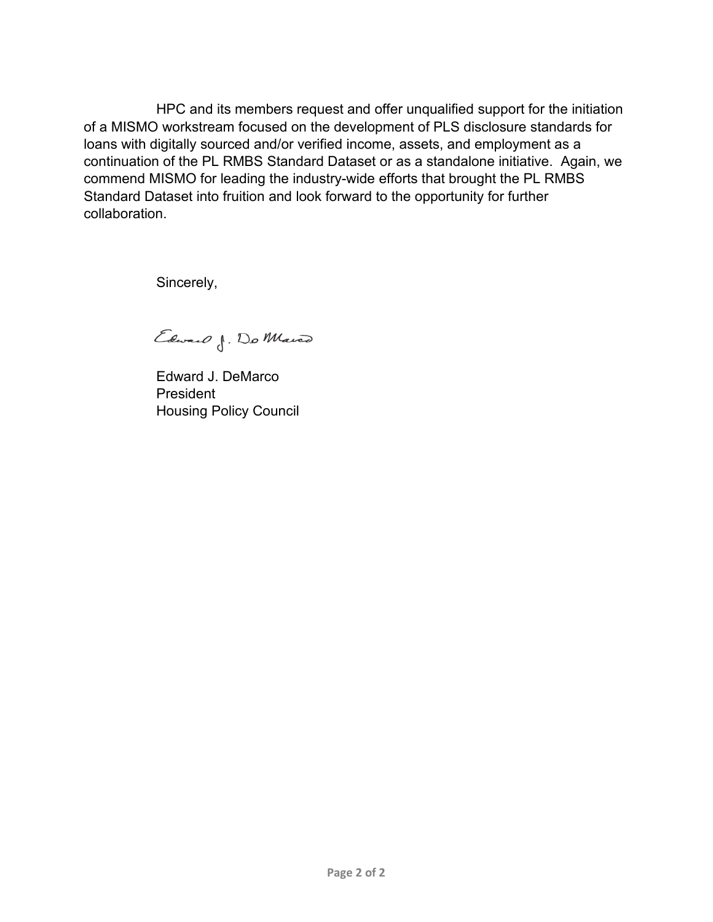HPC and its members request and offer unqualified support for the initiation of a MISMO workstream focused on the development of PLS disclosure standards for loans with digitally sourced and/or verified income, assets, and employment as a continuation of the PL RMBS Standard Dataset or as a standalone initiative. Again, we commend MISMO for leading the industry-wide efforts that brought the PL RMBS Standard Dataset into fruition and look forward to the opportunity for further collaboration.

Sincerely,

Edward J. DeMarco

Edward J. DeMarco
President
Housing Policy Council